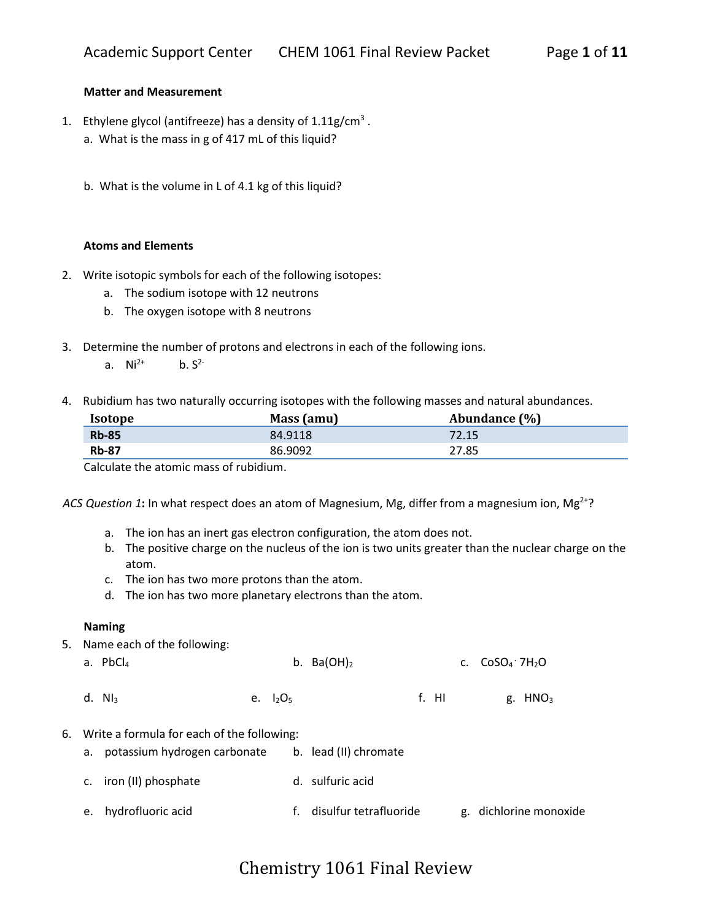### Matter and Measurement

1. Ethylene glycol (antifreeze) has a density of $1.11 g/cm^3$.
   a. What is the mass in g of 417 mL of this liquid?

   b. What is the volume in L of 4.1 kg of this liquid?

### Atoms and Elements

2. Write isotopic symbols for each of the following isotopes:
   a. The sodium isotope with 12 neutrons
   b. The oxygen isotope with 8 neutrons

3. Determine the number of protons and electrons in each of the following ions.
   a. $Ni^{2+}$  b. $S^{2-}$

4. Rubidium has two naturally occurring isotopes with the following masses and natural abundances.

| Isotope | Mass (amu) | Abundance (%) |
|---|---|---|
| **Rb-85** | 84.9118 | 72.15 |
| **Rb-87** | 86.9092 | 27.85 |

Calculate the atomic mass of rubidium.

*ACS Question 1*: In what respect does an atom of Magnesium, Mg, differ from a magnesium ion, $Mg^{2+}$?

a. The ion has an inert gas electron configuration, the atom does not.
b. The positive charge on the nucleus of the ion is two units greater than the nuclear charge on the atom.
c. The ion has two more protons than the atom.
d. The ion has two more planetary electrons than the atom.

### Naming

5. Name each of the following:
   a. $PbCl_4$  b. $Ba(OH)_2$  c. $CoSO_4 \cdot 7H_2O$

   d. $NI_3$  e. $I_2O_5$  f. $HI$  g. $HNO_3$

6. Write a formula for each of the following:
   a. potassium hydrogen carbonate  b. lead (II) chromate

   c. iron (II) phosphate  d. sulfuric acid

   e. hydrofluoric acid  f. disulfur tetrafluoride  g. dichlorine monoxide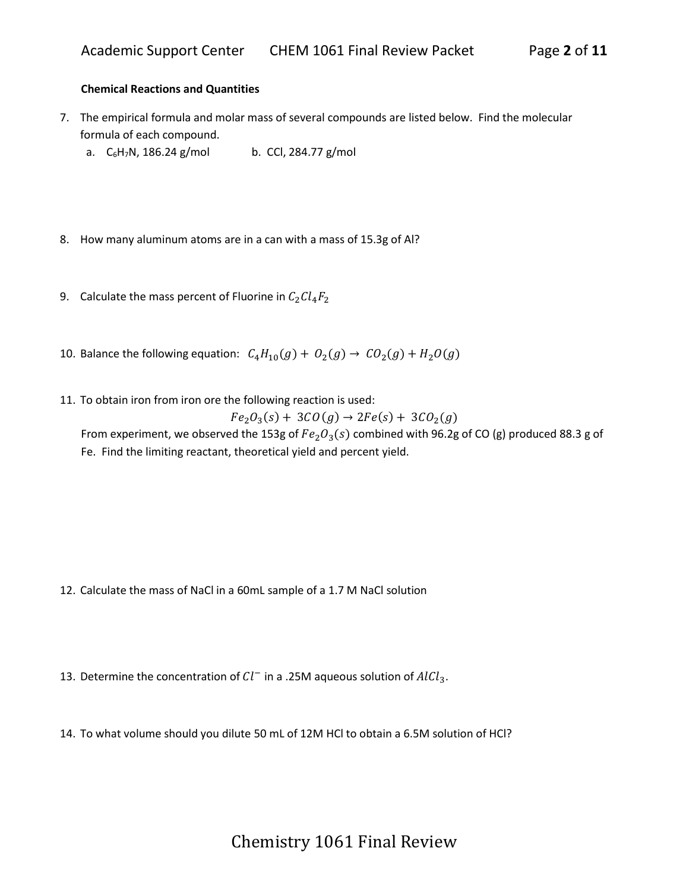**Chemical Reactions and Quantities**

7. The empirical formula and molar mass of several compounds are listed below. Find the molecular formula of each compound.
   a. $C_6H_7N$, 186.24 g/mol
   b. CCl, 284.77 g/mol

8. How many aluminum atoms are in a can with a mass of 15.3g of Al?

9. Calculate the mass percent of Fluorine in $C_2Cl_4F_2$

10. Balance the following equation: $C_4H_{10}(g) + O_2(g) \rightarrow CO_2(g) + H_2O(g)$

11. To obtain iron from iron ore the following reaction is used:

$$Fe_2O_3(s) + 3CO(g) \rightarrow 2Fe(s) + 3CO_2(g)$$

From experiment, we observed the 153g of $Fe_2O_3(s)$ combined with 96.2g of CO (g) produced 88.3 g of Fe. Find the limiting reactant, theoretical yield and percent yield.

12. Calculate the mass of NaCl in a 60mL sample of a 1.7 M NaCl solution

13. Determine the concentration of $Cl^-$ in a .25M aqueous solution of $AlCl_3$.

14. To what volume should you dilute 50 mL of 12M HCl to obtain a 6.5M solution of HCl?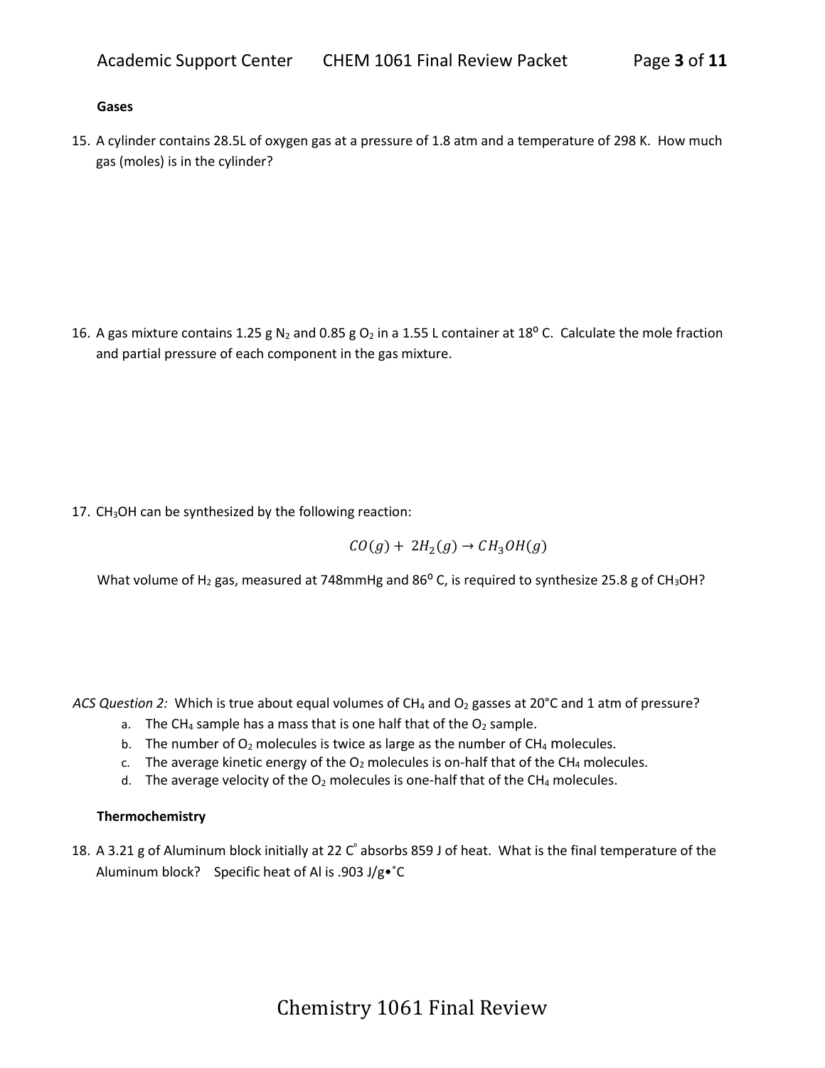### Gases

15. A cylinder contains 28.5L of oxygen gas at a pressure of 1.8 atm and a temperature of 298 K. How much gas (moles) is in the cylinder?

16. A gas mixture contains 1.25 g $N_2$ and 0.85 g $O_2$ in a 1.55 L container at 18$^o$ C. Calculate the mole fraction and partial pressure of each component in the gas mixture.

17. $CH_3OH$ can be synthesized by the following reaction:

$$CO(g) + 2H_2(g) \rightarrow CH_3OH(g)$$

What volume of $H_2$ gas, measured at 748mmHg and 86$^o$ C, is required to synthesize 25.8 g of $CH_3OH$?

*ACS Question 2:* Which is true about equal volumes of $CH_4$ and $O_2$ gasses at 20°C and 1 atm of pressure?

a. The $CH_4$ sample has a mass that is one half that of the $O_2$ sample.
b. The number of $O_2$ molecules is twice as large as the number of $CH_4$ molecules.
c. The average kinetic energy of the $O_2$ molecules is on-half that of the $CH_4$ molecules.
d. The average velocity of the $O_2$ molecules is one-half that of the $CH_4$ molecules.

### Thermochemistry

18. A 3.21 g of Aluminum block initially at 22 C$^{\circ}$ absorbs 859 J of heat. What is the final temperature of the Aluminum block? Specific heat of Al is .903 J/g•˚C

Chemistry 1061 Final Review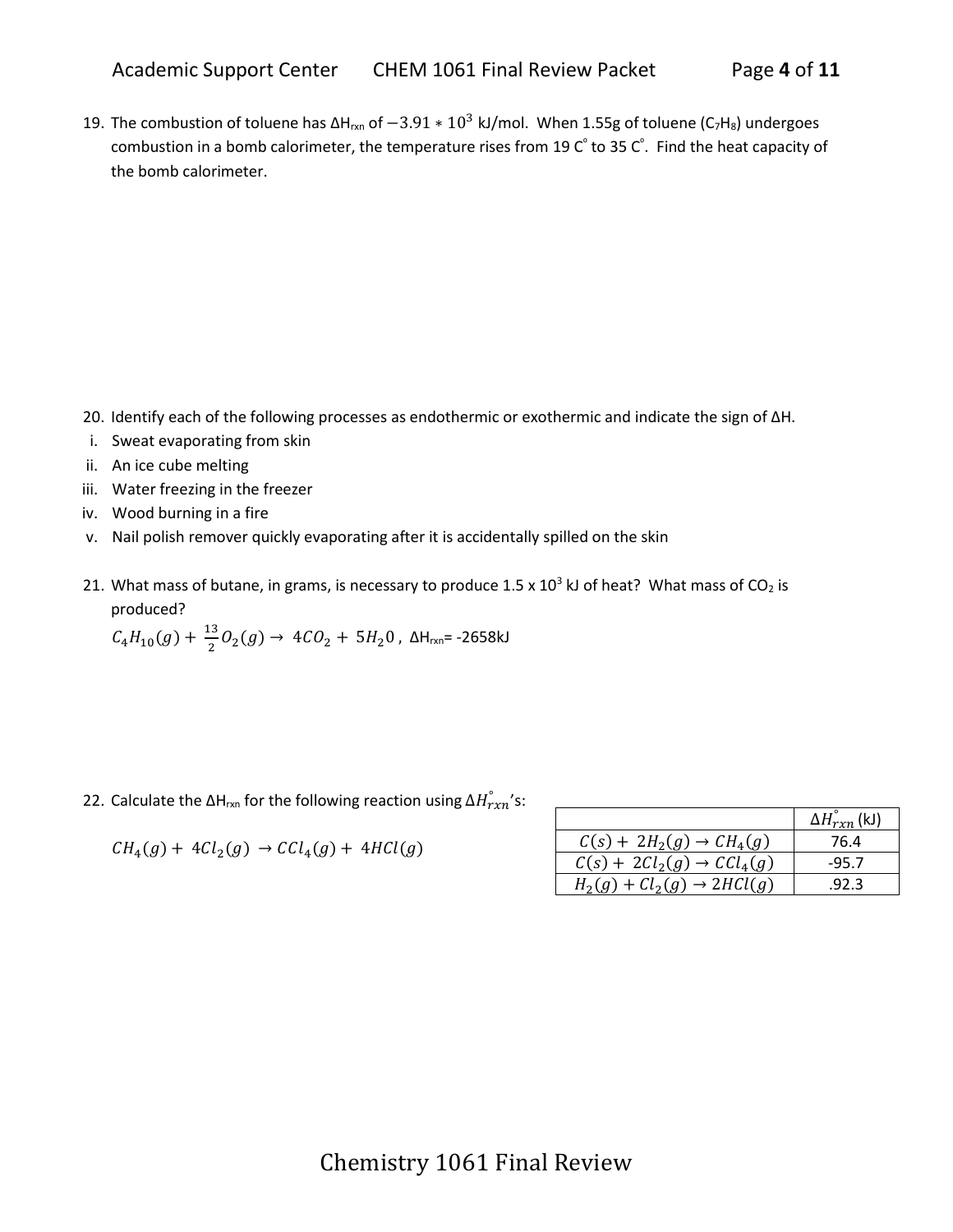19. The combustion of toluene has $\Delta H_{rxn}$ of $-3.91 * 10^3$ kJ/mol. When 1.55g of toluene ($C_7H_8$) undergoes combustion in a bomb calorimeter, the temperature rises from 19 C° to 35 C°. Find the heat capacity of the bomb calorimeter.

20. Identify each of the following processes as endothermic or exothermic and indicate the sign of $\Delta H$.
    i. Sweat evaporating from skin
    ii. An ice cube melting
    iii. Water freezing in the freezer
    iv. Wood burning in a fire
    v. Nail polish remover quickly evaporating after it is accidentally spilled on the skin

21. What mass of butane, in grams, is necessary to produce 1.5 x $10^3$ kJ of heat? What mass of $CO_2$ is produced?

    $C_4H_{10}(g) + \frac{13}{2}O_2(g) \rightarrow 4CO_2 + 5H_20$ , $\Delta H_{rxn}$= -2658kJ

22. Calculate the $\Delta H_{rxn}$ for the following reaction using $\Delta H^\circ_{rxn}$'s:

    $CH_4(g) + 4Cl_2(g) \rightarrow CCl_4(g) + 4HCl(g)$

| | $\Delta H^\circ_{rxn}$ (kJ) |
|---|---|
| $C(s) + 2H_2(g) \rightarrow CH_4(g)$ | 76.4 |
| $C(s) + 2Cl_2(g) \rightarrow CCl_4(g)$ | -95.7 |
| $H_2(g) + Cl_2(g) \rightarrow 2HCl(g)$ | .92.3 |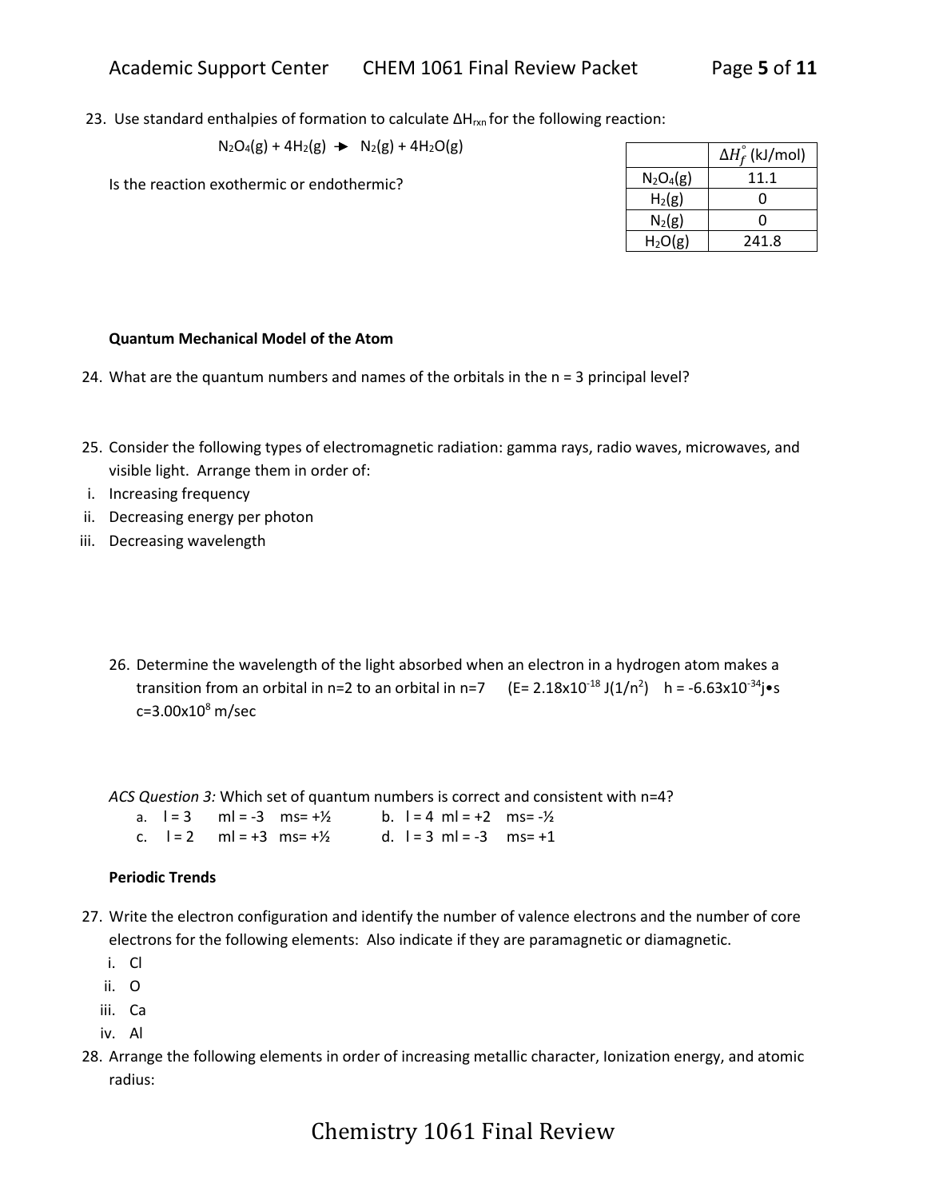23. Use standard enthalpies of formation to calculate $\Delta H_{rxn}$ for the following reaction:

$$N_2O_4(g) + 4H_2(g) \rightarrow N_2(g) + 4H_2O(g)$$

Is the reaction exothermic or endothermic?

| | $\Delta H_f^\circ$ (kJ/mol) |
|---|---|
| $N_2O_4(g)$ | 11.1 |
| $H_2(g)$ | 0 |
| $N_2(g)$ | 0 |
| $H_2O(g)$ | 241.8 |

**Quantum Mechanical Model of the Atom**

24. What are the quantum numbers and names of the orbitals in the n = 3 principal level?

25. Consider the following types of electromagnetic radiation: gamma rays, radio waves, microwaves, and visible light. Arrange them in order of:
   i. Increasing frequency
   ii. Decreasing energy per photon
   iii. Decreasing wavelength

26. Determine the wavelength of the light absorbed when an electron in a hydrogen atom makes a transition from an orbital in n=2 to an orbital in n=7 ($E = 2.18 \times 10^{-18}$ J$(1/n^2)$ $h = -6.63 \times 10^{-34}$ j•s $c = 3.00 \times 10^{8}$ m/sec

*ACS Question 3:* Which set of quantum numbers is correct and consistent with n=4?

a. l = 3 ml = -3 ms= +½
b. l = 4 ml = +2 ms= -½
c. l = 2 ml = +3 ms= +½
d. l = 3 ml = -3 ms= +1

**Periodic Trends**

27. Write the electron configuration and identify the number of valence electrons and the number of core electrons for the following elements: Also indicate if they are paramagnetic or diamagnetic.
   i. Cl
   ii. O
   iii. Ca
   iv. Al

28. Arrange the following elements in order of increasing metallic character, Ionization energy, and atomic radius: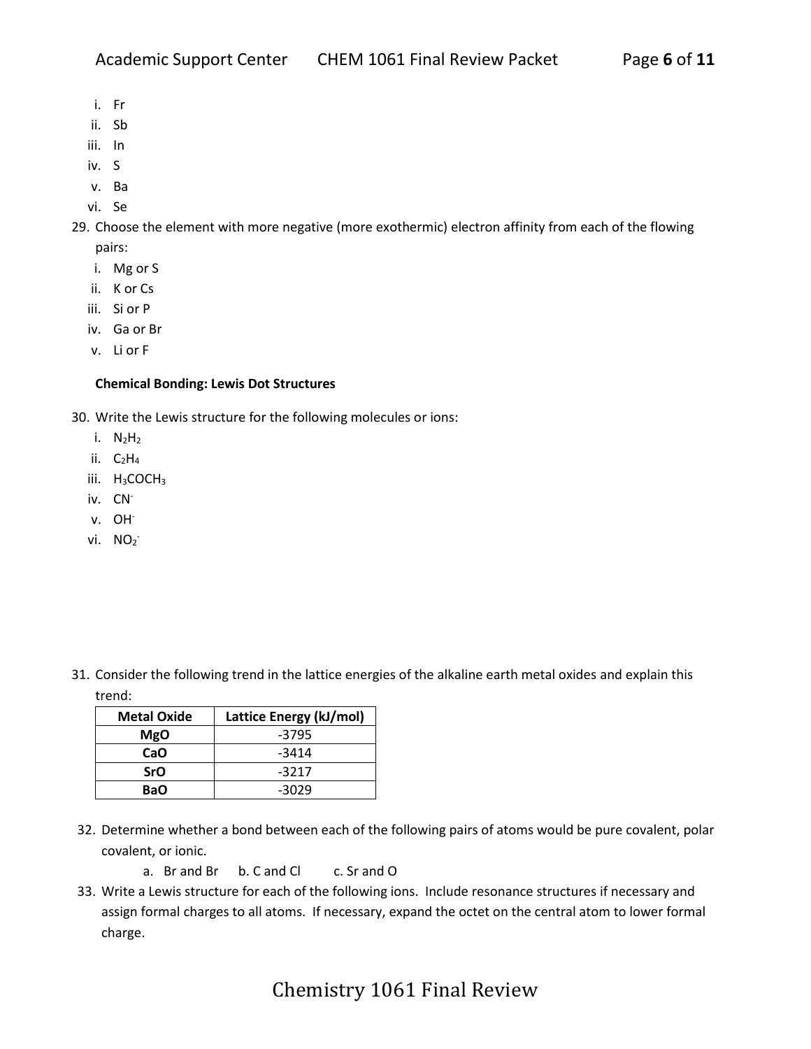i. Fr
ii. Sb
iii. In
iv. S
v. Ba
vi. Se

29. Choose the element with more negative (more exothermic) electron affinity from each of the flowing pairs:
    i. Mg or S
    ii. K or Cs
    iii. Si or P
    iv. Ga or Br
    v. Li or F

**Chemical Bonding: Lewis Dot Structures**

30. Write the Lewis structure for the following molecules or ions:
    i. $N_2H_2$
    ii. $C_2H_4$
    iii. $H_3COCH_3$
    iv. $CN^-$
    v. $OH^-$
    vi. $NO_2^-$

31. Consider the following trend in the lattice energies of the alkaline earth metal oxides and explain this trend:

| Metal Oxide | Lattice Energy (kJ/mol) |
|---|---|
| MgO | -3795 |
| CaO | -3414 |
| SrO | -3217 |
| BaO | -3029 |

32. Determine whether a bond between each of the following pairs of atoms would be pure covalent, polar covalent, or ionic.
    a. Br and Br  b. C and Cl  c. Sr and O

33. Write a Lewis structure for each of the following ions. Include resonance structures if necessary and assign formal charges to all atoms. If necessary, expand the octet on the central atom to lower formal charge.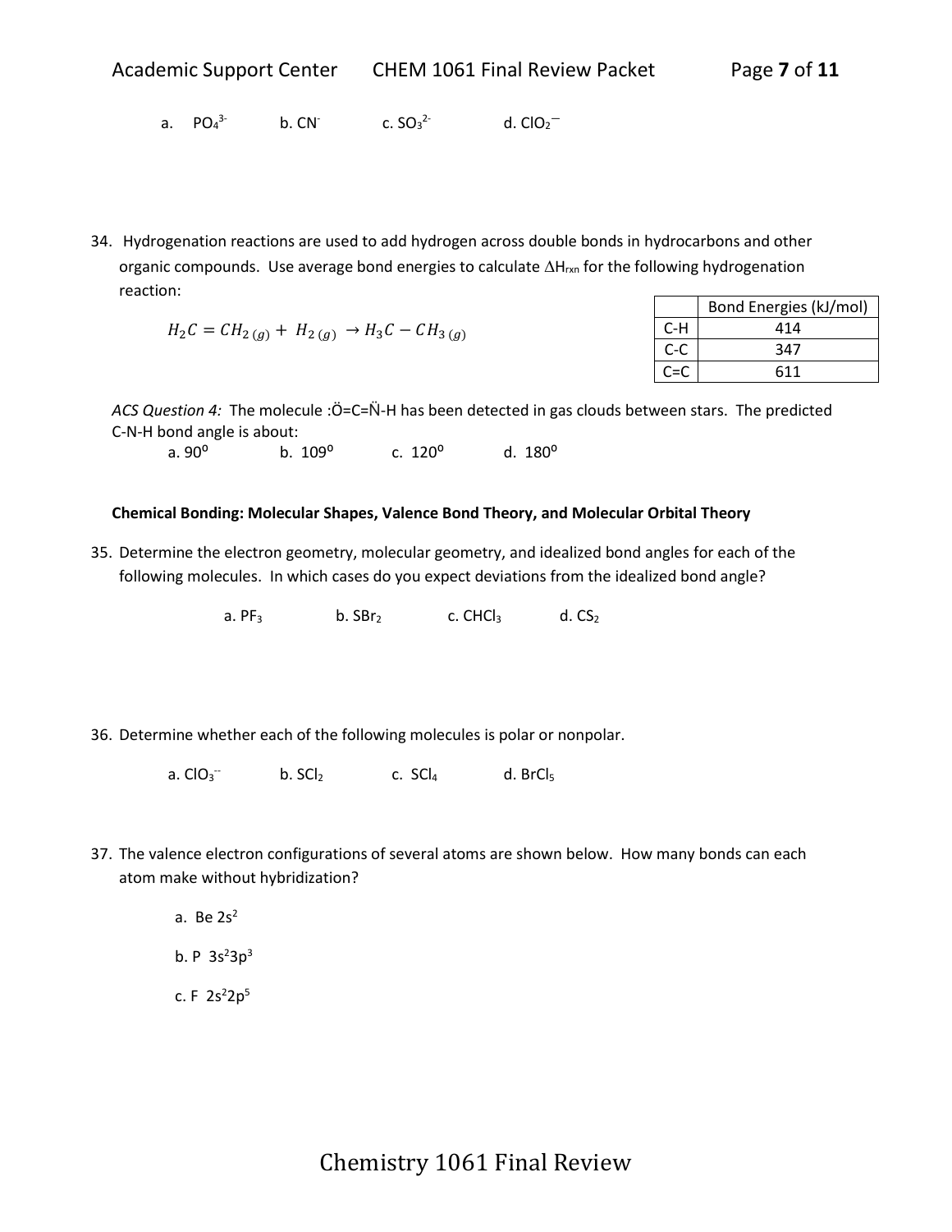a. $PO_4^{3-}$  b. $CN^-$  c. $SO_3^{2-}$  d. $ClO_2^-$

34. Hydrogenation reactions are used to add hydrogen across double bonds in hydrocarbons and other organic compounds. Use average bond energies to calculate $\Delta H_{rxn}$ for the following hydrogenation reaction:

$$H_2C = CH_{2\,(g)} + H_{2\,(g)} \rightarrow H_3C - CH_{3\,(g)}$$

| | Bond Energies (kJ/mol) |
|---|---|
| C-H | 414 |
| C-C | 347 |
| C=C | 611 |

*ACS Question 4:* The molecule :Ö=C=N̈-H has been detected in gas clouds between stars. The predicted C-N-H bond angle is about:

a. 90° b. 109° c. 120° d. 180°

**Chemical Bonding: Molecular Shapes, Valence Bond Theory, and Molecular Orbital Theory**

35. Determine the electron geometry, molecular geometry, and idealized bond angles for each of the following molecules. In which cases do you expect deviations from the idealized bond angle?

a. $PF_3$  b. $SBr_2$  c. $CHCl_3$  d. $CS_2$

36. Determine whether each of the following molecules is polar or nonpolar.

a. $ClO_3^-$  b. $SCl_2$  c. $SCl_4$  d. $BrCl_5$

37. The valence electron configurations of several atoms are shown below. How many bonds can each atom make without hybridization?

a. Be $2s^2$

b. P $3s^2 3p^3$

c. F $2s^2 2p^5$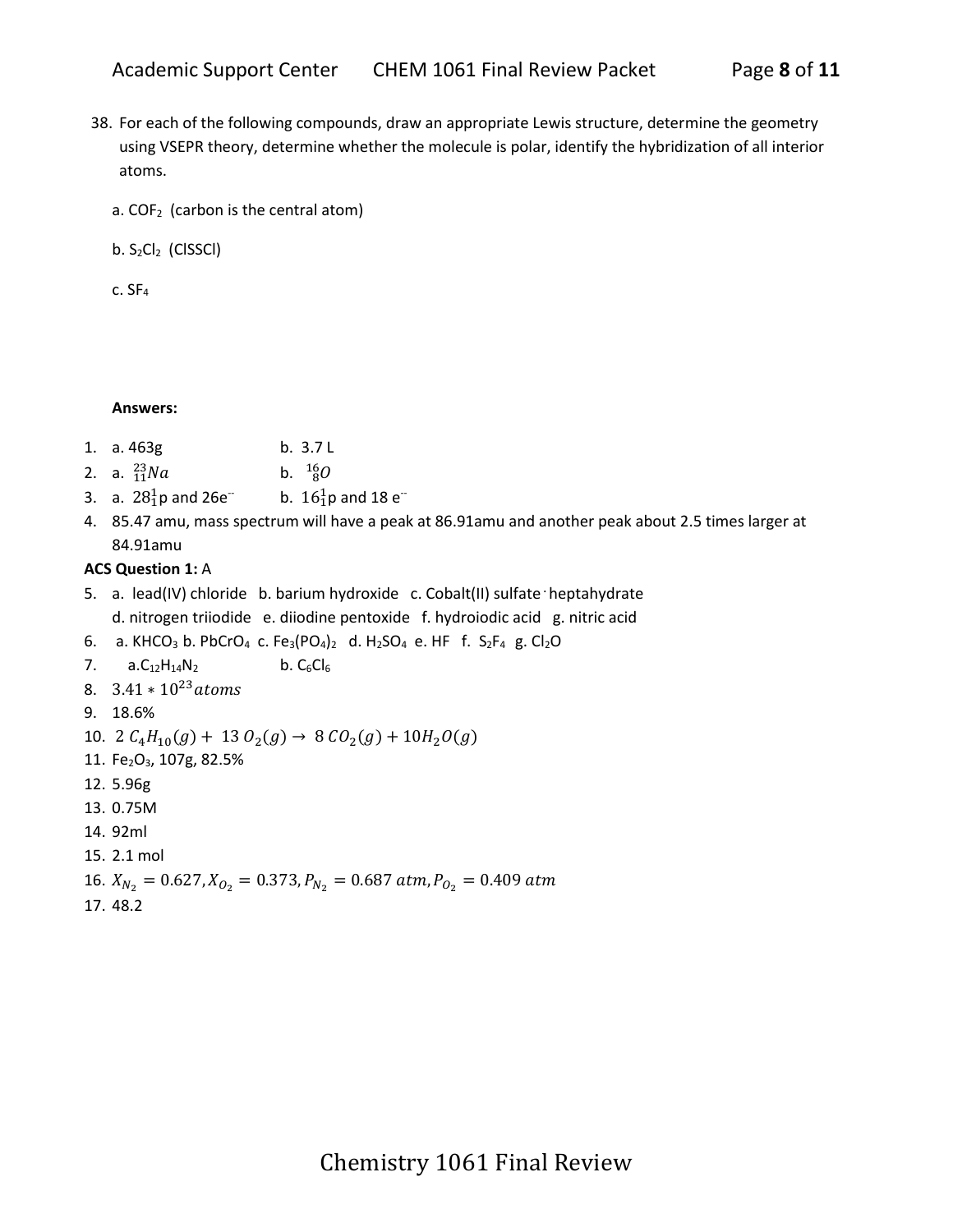38. For each of the following compounds, draw an appropriate Lewis structure, determine the geometry using VSEPR theory, determine whether the molecule is polar, identify the hybridization of all interior atoms.

 a. $COF_2$ (carbon is the central atom)

 b. $S_2Cl_2$ (ClSSCl)

 c. $SF_4$

**Answers:**

1. a. 463g   b. 3.7 L
2. a. $^{23}_{11}Na$   b. $^{16}_{8}O$
3. a. $28^1_1$p and 26e⁻   b. $16^1_1$p and 18 e⁻
4. 85.47 amu, mass spectrum will have a peak at 86.91amu and another peak about 2.5 times larger at 84.91amu

**ACS Question 1:** A

5. a. lead(IV) chloride b. barium hydroxide c. Cobalt(II) sulfate·heptahydrate d. nitrogen triiodide e. diiodine pentoxide f. hydroiodic acid g. nitric acid
6. a. $KHCO_3$ b. $PbCrO_4$ c. $Fe_3(PO_4)_2$ d. $H_2SO_4$ e. HF f. $S_2F_4$ g. $Cl_2O$
7. a. $C_{12}H_{14}N_2$   b. $C_6Cl_6$
8. $3.41 * 10^{23}\, atoms$
9. 18.6%
10. $2\ C_4H_{10}(g) + 13\ O_2(g) \rightarrow 8\ CO_2(g) + 10H_2O(g)$
11. $Fe_2O_3$, 107g, 82.5%
12. 5.96g
13. 0.75M
14. 92ml
15. 2.1 mol
16. $X_{N_2} = 0.627, X_{O_2} = 0.373, P_{N_2} = 0.687\ atm, P_{O_2} = 0.409\ atm$
17. 48.2

Chemistry 1061 Final Review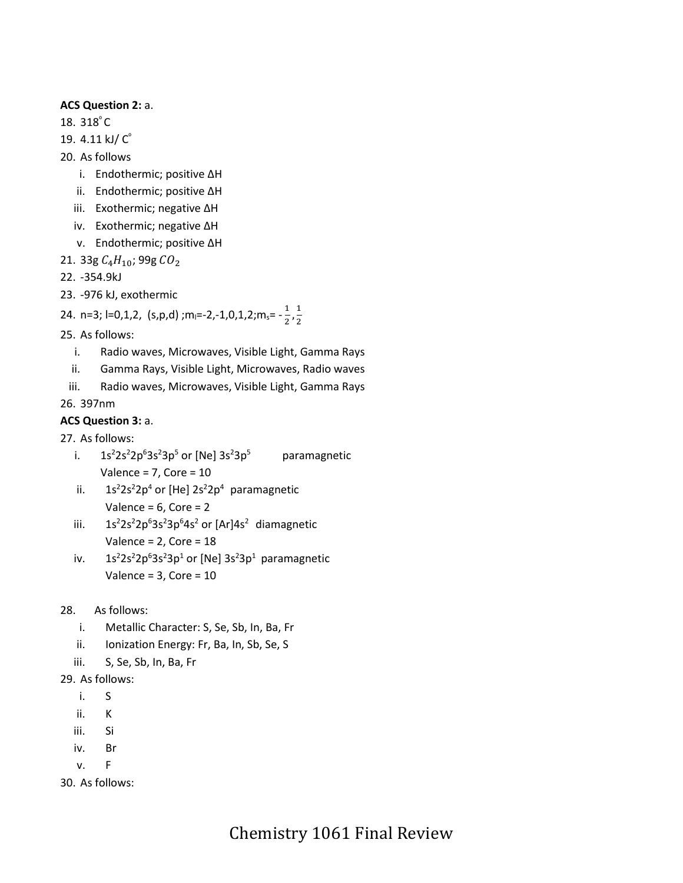**ACS Question 2:** a.

18. 318°C
19. 4.11 kJ/ C°
20. As follows
    i. Endothermic; positive ΔH
    ii. Endothermic; positive ΔH
    iii. Exothermic; negative ΔH
    iv. Exothermic; negative ΔH
    v. Endothermic; positive ΔH
21. 33g $C_4H_{10}$; 99g $CO_2$
22. -354.9kJ
23. -976 kJ, exothermic
24. n=3; l=0,1,2, (s,p,d) ;$m_l$=-2,-1,0,1,2;$m_s$= $-\frac{1}{2}, \frac{1}{2}$
25. As follows:
    i. Radio waves, Microwaves, Visible Light, Gamma Rays
    ii. Gamma Rays, Visible Light, Microwaves, Radio waves
    iii. Radio waves, Microwaves, Visible Light, Gamma Rays
26. 397nm

**ACS Question 3:** a.

27. As follows:
    i. $1s^2 2s^2 2p^6 3s^2 3p^5$ or [Ne] $3s^2 3p^5$ paramagnetic
       Valence = 7, Core = 10
    ii. $1s^2 2s^2 2p^4$ or [He] $2s^2 2p^4$ paramagnetic
       Valence = 6, Core = 2
    iii. $1s^2 2s^2 2p^6 3s^2 3p^6 4s^2$ or [Ar]$4s^2$ diamagnetic
       Valence = 2, Core = 18
    iv. $1s^2 2s^2 2p^6 3s^2 3p^1$ or [Ne] $3s^2 3p^1$ paramagnetic
       Valence = 3, Core = 10
28. As follows:
    i. Metallic Character: S, Se, Sb, In, Ba, Fr
    ii. Ionization Energy: Fr, Ba, In, Sb, Se, S
    iii. S, Se, Sb, In, Ba, Fr
29. As follows:
    i. S
    ii. K
    iii. Si
    iv. Br
    v. F
30. As follows: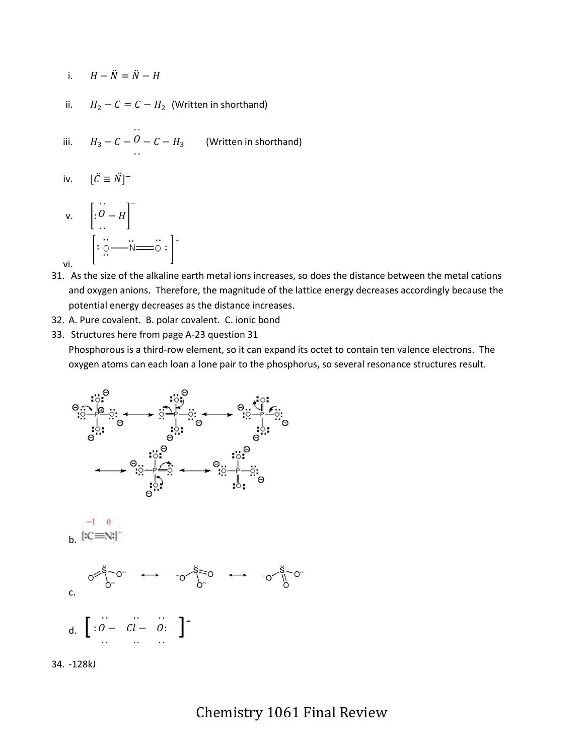i. $H - \ddot{N} = \ddot{N} - H$

ii. $H_2 - C = C - H_2$ (Written in shorthand)

iii. $H_3 - C - \ddot{\underset{..}{O}} - C - H_3$ (Written in shorthand)

iv. $[\ddot{C} \equiv \ddot{N}]^-$

v. $\left[ :\ddot{\underset{..}{O}} - H \right]^-$

vi. $\left[ :\ddot{\underset{..}{O}} - \ddot{N} = \ddot{O}: \right]^-$

31. As the size of the alkaline earth metal ions increases, so does the distance between the metal cations and oxygen anions. Therefore, the magnitude of the lattice energy decreases accordingly because the potential energy decreases as the distance increases.
32. A. Pure covalent. B. polar covalent. C. ionic bond
33. Structures here from page A-23 question 31

    Phosphorous is a third-row element, so it can expand its octet to contain ten valence electrons. The oxygen atoms can each loan a lone pair to the phosphorus, so several resonance structures result.

    b. $[:C \equiv N:]^-$ (formal charges: −1, 0)

    c. $O=\ddot{S}(-O^-)-O^- \longleftrightarrow {}^-O-\ddot{S}(-O^-)=O \longleftrightarrow {}^-O-\ddot{S}(=O)-O^-$

    d. $\left[ :\ddot{\underset{..}{O}} - \ddot{\underset{..}{Cl}} - \ddot{\underset{..}{O}}: \right]^-$

34. -128kJ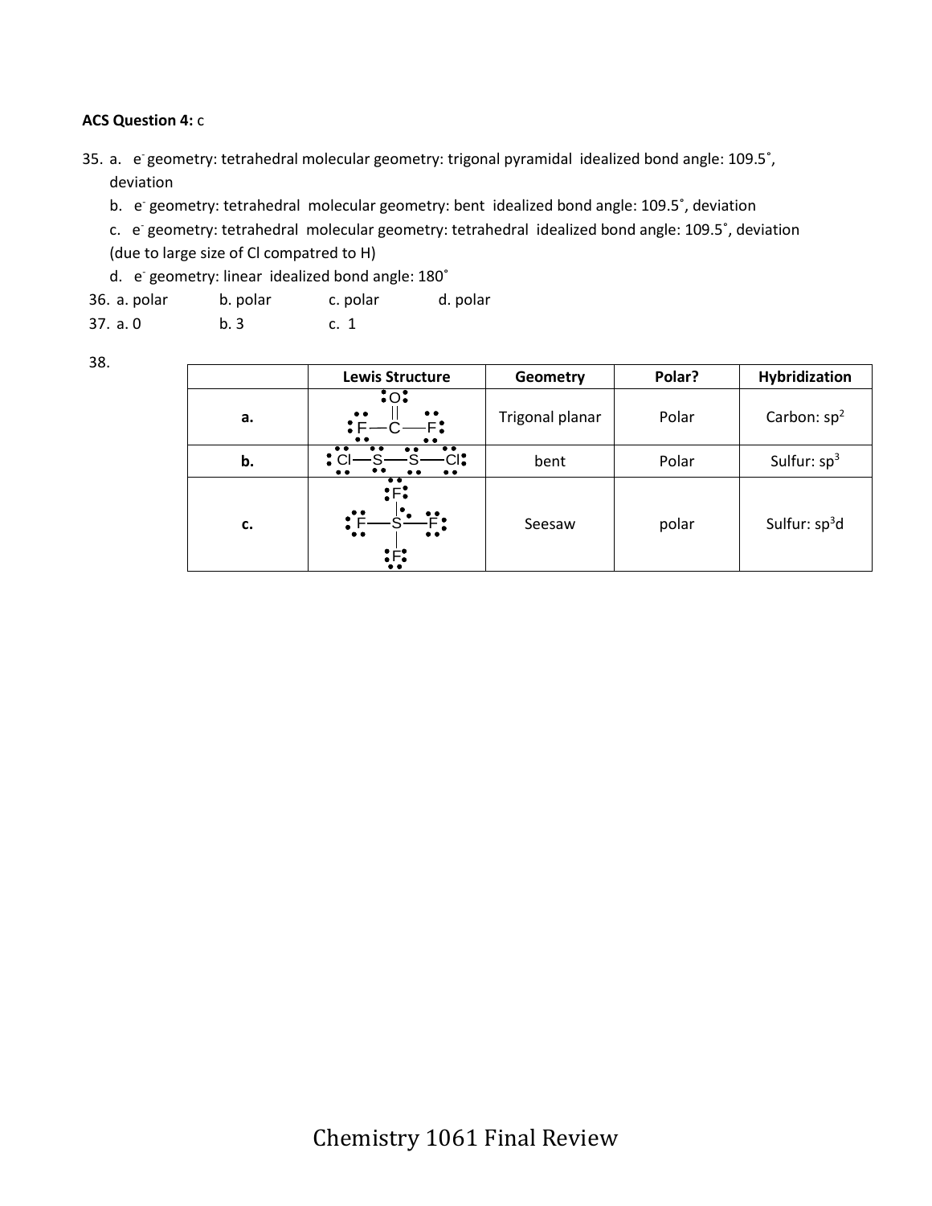**ACS Question 4:** c

35. a. $e^-$ geometry: tetrahedral molecular geometry: trigonal pyramidal idealized bond angle: 109.5˚, deviation

    b. $e^-$ geometry: tetrahedral molecular geometry: bent idealized bond angle: 109.5˚, deviation

    c. $e^-$ geometry: tetrahedral molecular geometry: tetrahedral idealized bond angle: 109.5˚, deviation (due to large size of Cl compatred to H)

    d. $e^-$ geometry: linear idealized bond angle: 180˚

36. a. polar b. polar c. polar d. polar

37. a. 0 b. 3 c. 1

38.

| | Lewis Structure | Geometry | Polar? | Hybridization |
|---|---|---|---|---|
| a. | F—C(=O)—F | Trigonal planar | Polar | Carbon: $sp^2$ |
| b. | Cl—S—S—Cl | bent | Polar | Sulfur: $sp^3$ |
| c. | $SF_4$ (F—S—F, F above and below S) | Seesaw | polar | Sulfur: $sp^3d$ |

Chemistry 1061 Final Review